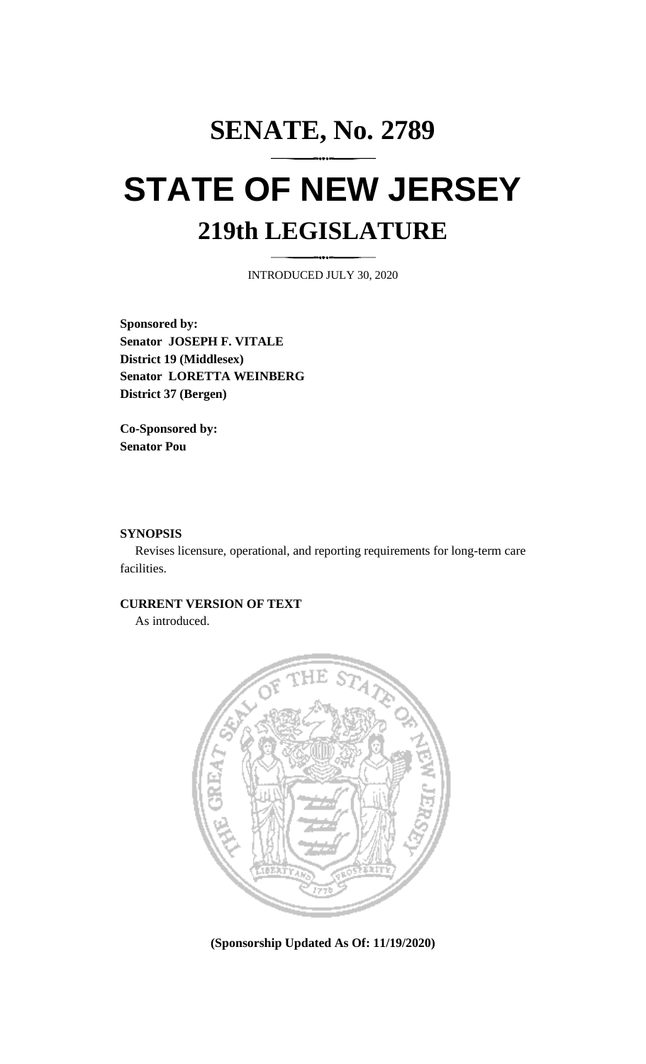# SENATE, No. 2789

# STATE OF NEW JERSEY

## 219th LEGISLATURE

INTRODUCED JULY 30, 2020

**Sponsored by:**
**Senator JOSEPH F. VITALE**
**District 19 (Middlesex)**
**Senator LORETTA WEINBERG**
**District 37 (Bergen)**

**Co-Sponsored by:**
**Senator Pou**

**SYNOPSIS**

Revises licensure, operational, and reporting requirements for long-term care facilities.

**CURRENT VERSION OF TEXT**

As introduced.

**(Sponsorship Updated As Of: 11/19/2020)**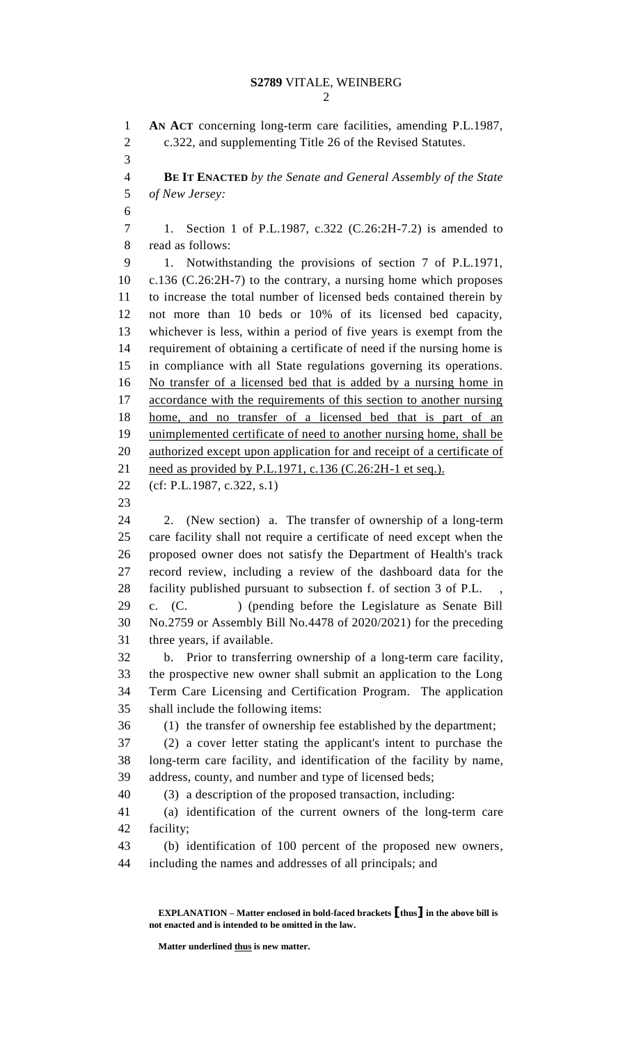**AN ACT** concerning long-term care facilities, amending P.L.1987, c.322, and supplementing Title 26 of the Revised Statutes.

**BE IT ENACTED** *by the Senate and General Assembly of the State of New Jersey:*

1. Section 1 of P.L.1987, c.322 (C.26:2H-7.2) is amended to read as follows:

1. Notwithstanding the provisions of section 7 of P.L.1971, c.136 (C.26:2H-7) to the contrary, a nursing home which proposes to increase the total number of licensed beds contained therein by not more than 10 beds or 10% of its licensed bed capacity, whichever is less, within a period of five years is exempt from the requirement of obtaining a certificate of need if the nursing home is in compliance with all State regulations governing its operations. <u>No transfer of a licensed bed that is added by a nursing home in accordance with the requirements of this section to another nursing home, and no transfer of a licensed bed that is part of an unimplemented certificate of need to another nursing home, shall be authorized except upon application for and receipt of a certificate of need as provided by P.L.1971, c.136 (C.26:2H-1 et seq.).</u>

(cf: P.L.1987, c.322, s.1)

2. (New section) a. The transfer of ownership of a long-term care facility shall not require a certificate of need except when the proposed owner does not satisfy the Department of Health's track record review, including a review of the dashboard data for the facility published pursuant to subsection f. of section 3 of P.L. , c. (C. ) (pending before the Legislature as Senate Bill No.2759 or Assembly Bill No.4478 of 2020/2021) for the preceding three years, if available.

b. Prior to transferring ownership of a long-term care facility, the prospective new owner shall submit an application to the Long Term Care Licensing and Certification Program. The application shall include the following items:

(1) the transfer of ownership fee established by the department;

(2) a cover letter stating the applicant's intent to purchase the long-term care facility, and identification of the facility by name, address, county, and number and type of licensed beds;

(3) a description of the proposed transaction, including:

(a) identification of the current owners of the long-term care facility;

(b) identification of 100 percent of the proposed new owners, including the names and addresses of all principals; and

**EXPLANATION – Matter enclosed in bold-faced brackets [thus] in the above bill is not enacted and is intended to be omitted in the law.**

**Matter underlined <u>thus</u> is new matter.**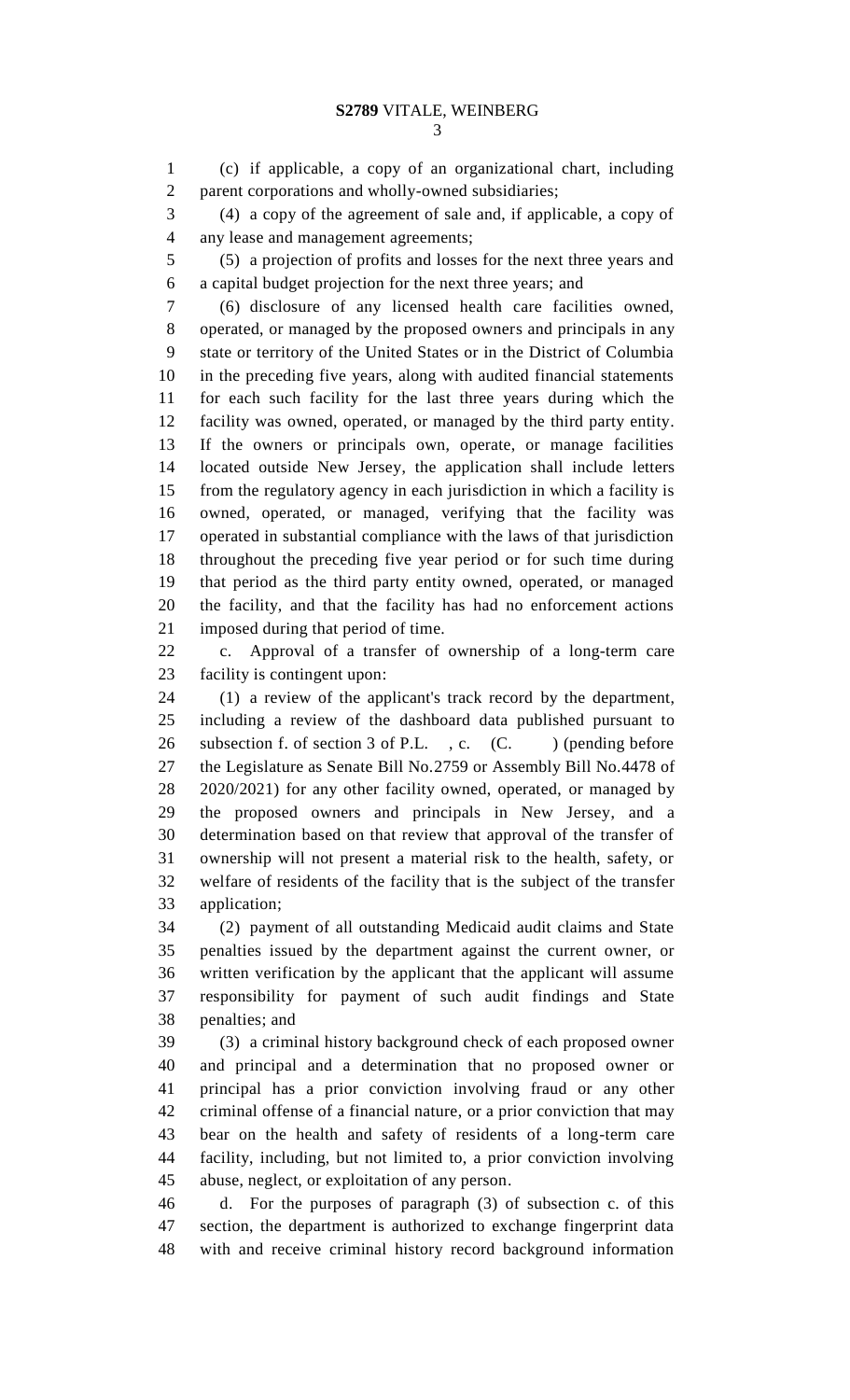(c) if applicable, a copy of an organizational chart, including parent corporations and wholly-owned subsidiaries;

(4) a copy of the agreement of sale and, if applicable, a copy of any lease and management agreements;

(5) a projection of profits and losses for the next three years and a capital budget projection for the next three years; and

(6) disclosure of any licensed health care facilities owned, operated, or managed by the proposed owners and principals in any state or territory of the United States or in the District of Columbia in the preceding five years, along with audited financial statements for each such facility for the last three years during which the facility was owned, operated, or managed by the third party entity. If the owners or principals own, operate, or manage facilities located outside New Jersey, the application shall include letters from the regulatory agency in each jurisdiction in which a facility is owned, operated, or managed, verifying that the facility was operated in substantial compliance with the laws of that jurisdiction throughout the preceding five year period or for such time during that period as the third party entity owned, operated, or managed the facility, and that the facility has had no enforcement actions imposed during that period of time.

c. Approval of a transfer of ownership of a long-term care facility is contingent upon:

(1) a review of the applicant's track record by the department, including a review of the dashboard data published pursuant to subsection f. of section 3 of P.L. , c. (C. ) (pending before the Legislature as Senate Bill No.2759 or Assembly Bill No.4478 of 2020/2021) for any other facility owned, operated, or managed by the proposed owners and principals in New Jersey, and a determination based on that review that approval of the transfer of ownership will not present a material risk to the health, safety, or welfare of residents of the facility that is the subject of the transfer application;

(2) payment of all outstanding Medicaid audit claims and State penalties issued by the department against the current owner, or written verification by the applicant that the applicant will assume responsibility for payment of such audit findings and State penalties; and

(3) a criminal history background check of each proposed owner and principal and a determination that no proposed owner or principal has a prior conviction involving fraud or any other criminal offense of a financial nature, or a prior conviction that may bear on the health and safety of residents of a long-term care facility, including, but not limited to, a prior conviction involving abuse, neglect, or exploitation of any person.

d. For the purposes of paragraph (3) of subsection c. of this section, the department is authorized to exchange fingerprint data with and receive criminal history record background information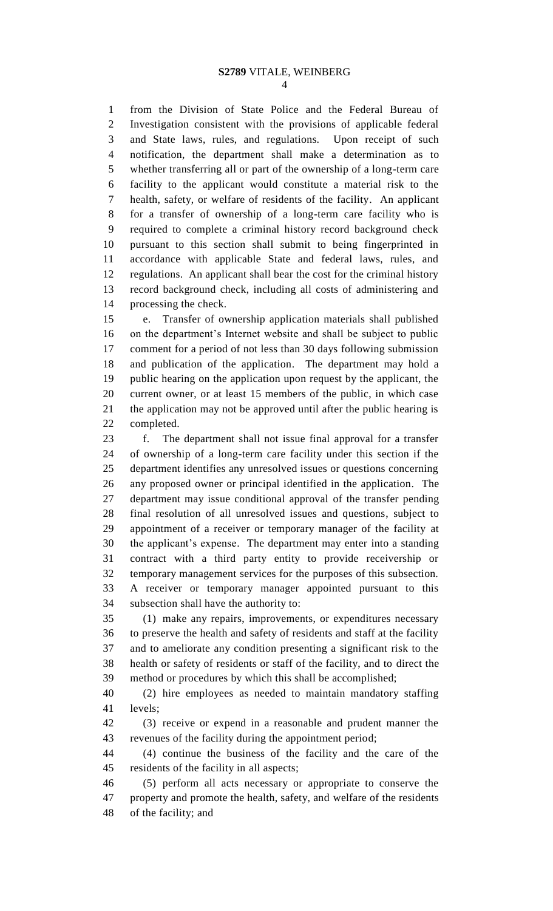from the Division of State Police and the Federal Bureau of Investigation consistent with the provisions of applicable federal and State laws, rules, and regulations. Upon receipt of such notification, the department shall make a determination as to whether transferring all or part of the ownership of a long-term care facility to the applicant would constitute a material risk to the health, safety, or welfare of residents of the facility. An applicant for a transfer of ownership of a long-term care facility who is required to complete a criminal history record background check pursuant to this section shall submit to being fingerprinted in accordance with applicable State and federal laws, rules, and regulations. An applicant shall bear the cost for the criminal history record background check, including all costs of administering and processing the check.

e. Transfer of ownership application materials shall published on the department's Internet website and shall be subject to public comment for a period of not less than 30 days following submission and publication of the application. The department may hold a public hearing on the application upon request by the applicant, the current owner, or at least 15 members of the public, in which case the application may not be approved until after the public hearing is completed.

f. The department shall not issue final approval for a transfer of ownership of a long-term care facility under this section if the department identifies any unresolved issues or questions concerning any proposed owner or principal identified in the application. The department may issue conditional approval of the transfer pending final resolution of all unresolved issues and questions, subject to appointment of a receiver or temporary manager of the facility at the applicant's expense. The department may enter into a standing contract with a third party entity to provide receivership or temporary management services for the purposes of this subsection. A receiver or temporary manager appointed pursuant to this subsection shall have the authority to:

(1) make any repairs, improvements, or expenditures necessary to preserve the health and safety of residents and staff at the facility and to ameliorate any condition presenting a significant risk to the health or safety of residents or staff of the facility, and to direct the method or procedures by which this shall be accomplished;

(2) hire employees as needed to maintain mandatory staffing levels;

(3) receive or expend in a reasonable and prudent manner the revenues of the facility during the appointment period;

(4) continue the business of the facility and the care of the residents of the facility in all aspects;

(5) perform all acts necessary or appropriate to conserve the property and promote the health, safety, and welfare of the residents of the facility; and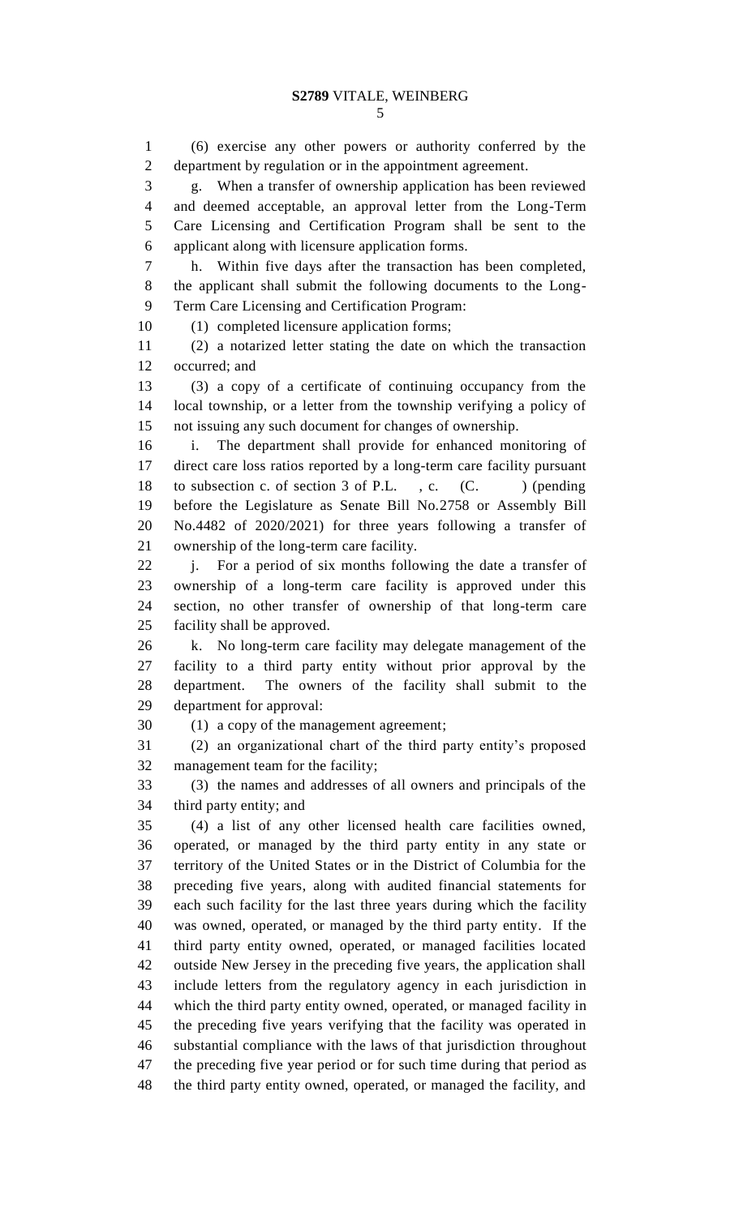(6) exercise any other powers or authority conferred by the department by regulation or in the appointment agreement.

g. When a transfer of ownership application has been reviewed and deemed acceptable, an approval letter from the Long-Term Care Licensing and Certification Program shall be sent to the applicant along with licensure application forms.

h. Within five days after the transaction has been completed, the applicant shall submit the following documents to the Long-Term Care Licensing and Certification Program:

(1) completed licensure application forms;

(2) a notarized letter stating the date on which the transaction occurred; and

(3) a copy of a certificate of continuing occupancy from the local township, or a letter from the township verifying a policy of not issuing any such document for changes of ownership.

i. The department shall provide for enhanced monitoring of direct care loss ratios reported by a long-term care facility pursuant to subsection c. of section 3 of P.L. , c. (C. ) (pending before the Legislature as Senate Bill No.2758 or Assembly Bill No.4482 of 2020/2021) for three years following a transfer of ownership of the long-term care facility.

j. For a period of six months following the date a transfer of ownership of a long-term care facility is approved under this section, no other transfer of ownership of that long-term care facility shall be approved.

k. No long-term care facility may delegate management of the facility to a third party entity without prior approval by the department. The owners of the facility shall submit to the department for approval:

(1) a copy of the management agreement;

(2) an organizational chart of the third party entity's proposed management team for the facility;

(3) the names and addresses of all owners and principals of the third party entity; and

(4) a list of any other licensed health care facilities owned, operated, or managed by the third party entity in any state or territory of the United States or in the District of Columbia for the preceding five years, along with audited financial statements for each such facility for the last three years during which the facility was owned, operated, or managed by the third party entity. If the third party entity owned, operated, or managed facilities located outside New Jersey in the preceding five years, the application shall include letters from the regulatory agency in each jurisdiction in which the third party entity owned, operated, or managed facility in the preceding five years verifying that the facility was operated in substantial compliance with the laws of that jurisdiction throughout the preceding five year period or for such time during that period as the third party entity owned, operated, or managed the facility, and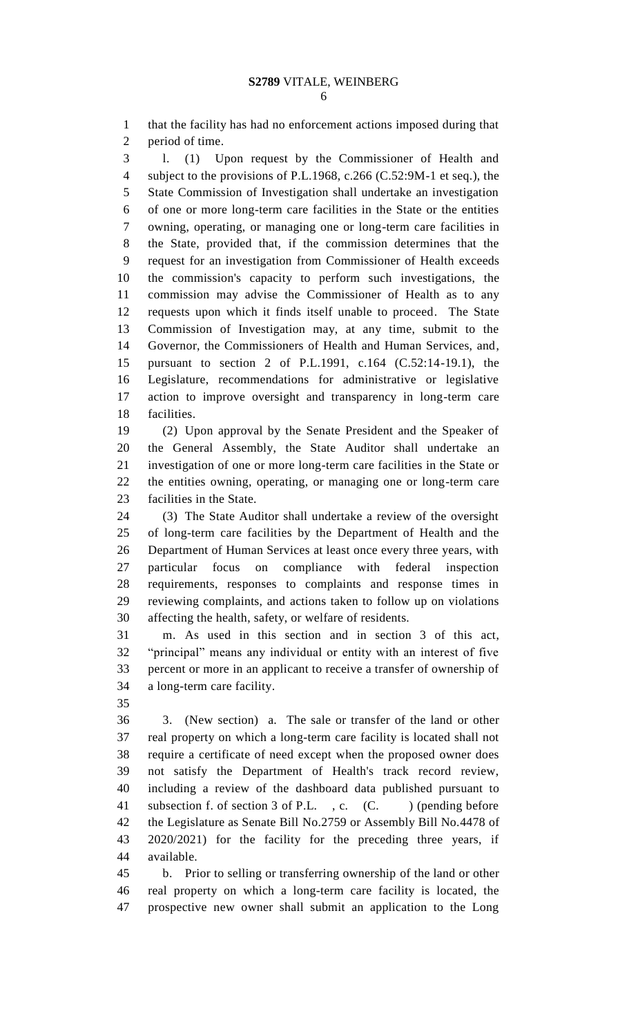that the facility has had no enforcement actions imposed during that period of time.

l. (1) Upon request by the Commissioner of Health and subject to the provisions of P.L.1968, c.266 (C.52:9M-1 et seq.), the State Commission of Investigation shall undertake an investigation of one or more long-term care facilities in the State or the entities owning, operating, or managing one or long-term care facilities in the State, provided that, if the commission determines that the request for an investigation from Commissioner of Health exceeds the commission's capacity to perform such investigations, the commission may advise the Commissioner of Health as to any requests upon which it finds itself unable to proceed. The State Commission of Investigation may, at any time, submit to the Governor, the Commissioners of Health and Human Services, and, pursuant to section 2 of P.L.1991, c.164 (C.52:14-19.1), the Legislature, recommendations for administrative or legislative action to improve oversight and transparency in long-term care facilities.

(2) Upon approval by the Senate President and the Speaker of the General Assembly, the State Auditor shall undertake an investigation of one or more long-term care facilities in the State or the entities owning, operating, or managing one or long-term care facilities in the State.

(3) The State Auditor shall undertake a review of the oversight of long-term care facilities by the Department of Health and the Department of Human Services at least once every three years, with particular focus on compliance with federal inspection requirements, responses to complaints and response times in reviewing complaints, and actions taken to follow up on violations affecting the health, safety, or welfare of residents.

m. As used in this section and in section 3 of this act, "principal" means any individual or entity with an interest of five percent or more in an applicant to receive a transfer of ownership of a long-term care facility.

3. (New section) a. The sale or transfer of the land or other real property on which a long-term care facility is located shall not require a certificate of need except when the proposed owner does not satisfy the Department of Health's track record review, including a review of the dashboard data published pursuant to subsection f. of section 3 of P.L. , c. (C. ) (pending before the Legislature as Senate Bill No.2759 or Assembly Bill No.4478 of 2020/2021) for the facility for the preceding three years, if available.

b. Prior to selling or transferring ownership of the land or other real property on which a long-term care facility is located, the prospective new owner shall submit an application to the Long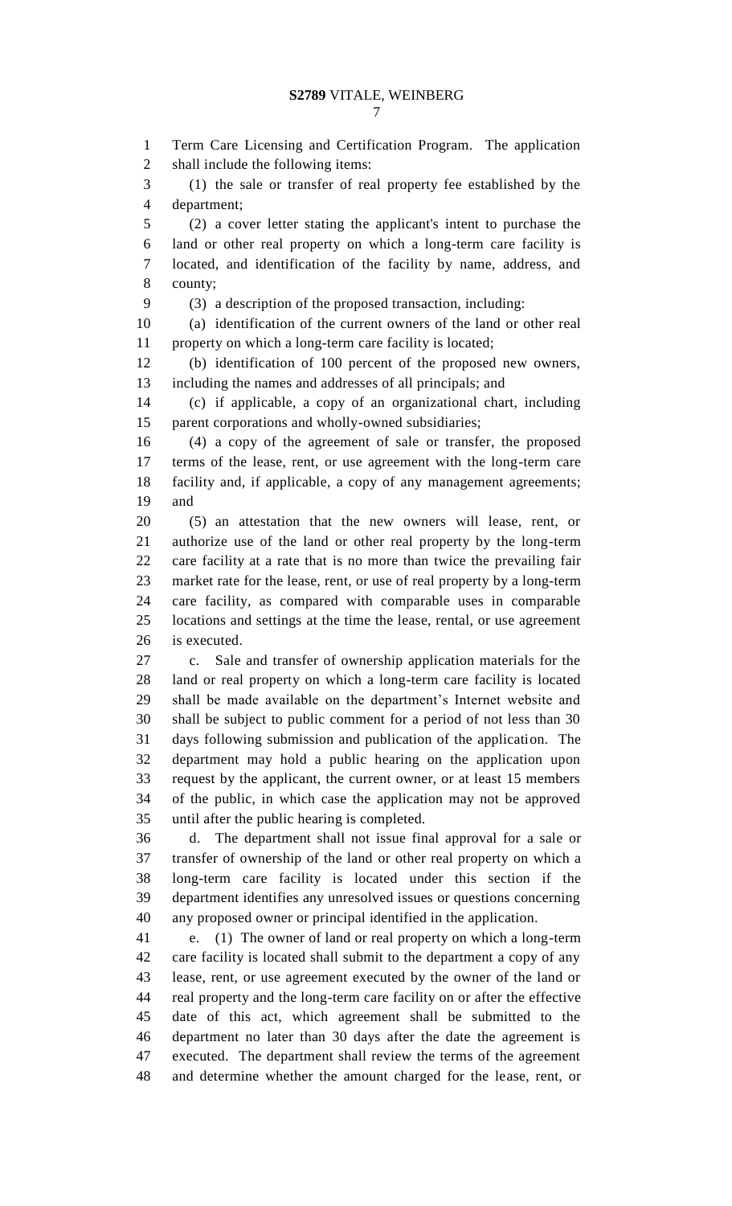Term Care Licensing and Certification Program. The application shall include the following items:

(1) the sale or transfer of real property fee established by the department;

(2) a cover letter stating the applicant's intent to purchase the land or other real property on which a long-term care facility is located, and identification of the facility by name, address, and county;

(3) a description of the proposed transaction, including:

(a) identification of the current owners of the land or other real property on which a long-term care facility is located;

(b) identification of 100 percent of the proposed new owners, including the names and addresses of all principals; and

(c) if applicable, a copy of an organizational chart, including parent corporations and wholly-owned subsidiaries;

(4) a copy of the agreement of sale or transfer, the proposed terms of the lease, rent, or use agreement with the long-term care facility and, if applicable, a copy of any management agreements; and

(5) an attestation that the new owners will lease, rent, or authorize use of the land or other real property by the long-term care facility at a rate that is no more than twice the prevailing fair market rate for the lease, rent, or use of real property by a long-term care facility, as compared with comparable uses in comparable locations and settings at the time the lease, rental, or use agreement is executed.

c. Sale and transfer of ownership application materials for the land or real property on which a long-term care facility is located shall be made available on the department's Internet website and shall be subject to public comment for a period of not less than 30 days following submission and publication of the application. The department may hold a public hearing on the application upon request by the applicant, the current owner, or at least 15 members of the public, in which case the application may not be approved until after the public hearing is completed.

d. The department shall not issue final approval for a sale or transfer of ownership of the land or other real property on which a long-term care facility is located under this section if the department identifies any unresolved issues or questions concerning any proposed owner or principal identified in the application.

e. (1) The owner of land or real property on which a long-term care facility is located shall submit to the department a copy of any lease, rent, or use agreement executed by the owner of the land or real property and the long-term care facility on or after the effective date of this act, which agreement shall be submitted to the department no later than 30 days after the date the agreement is executed. The department shall review the terms of the agreement and determine whether the amount charged for the lease, rent, or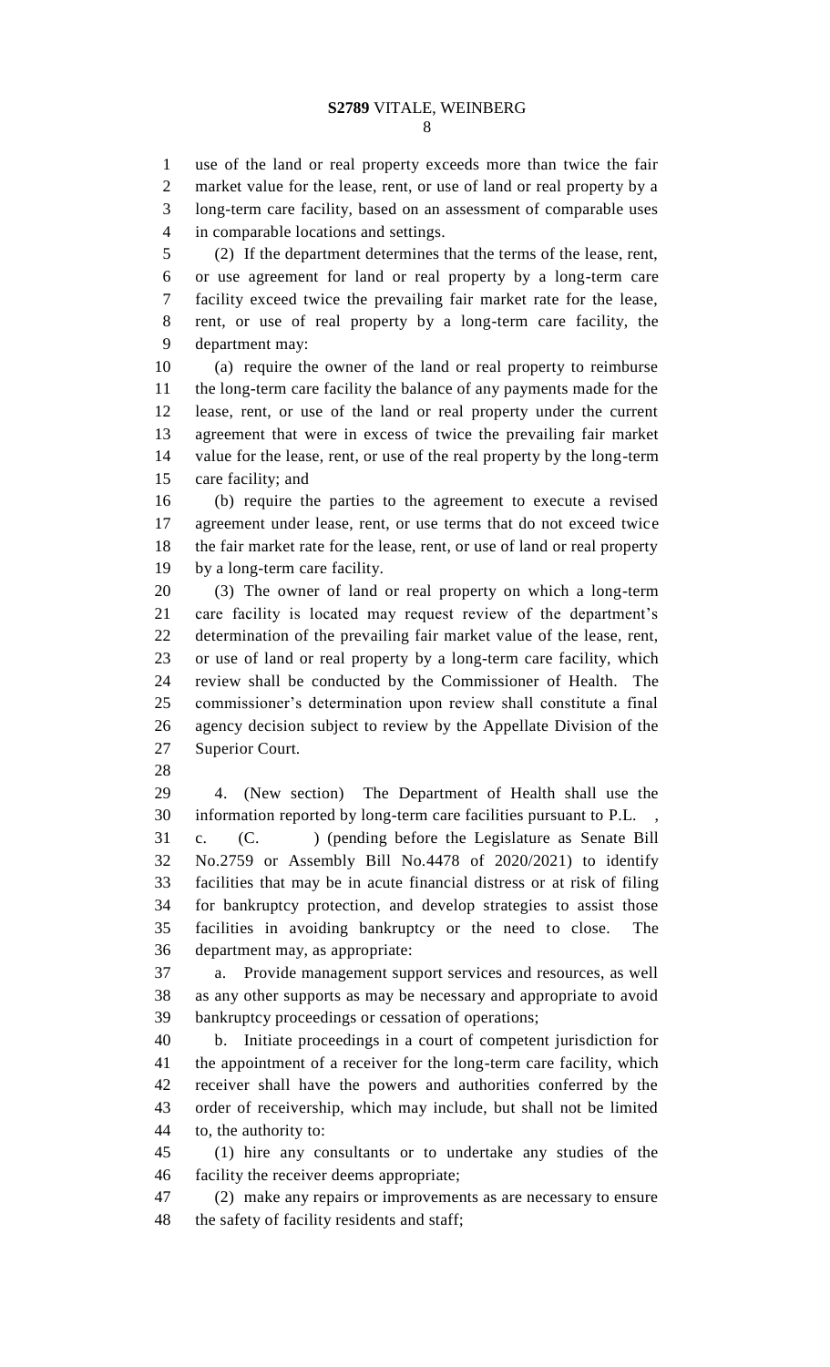use of the land or real property exceeds more than twice the fair market value for the lease, rent, or use of land or real property by a long-term care facility, based on an assessment of comparable uses in comparable locations and settings.

(2) If the department determines that the terms of the lease, rent, or use agreement for land or real property by a long-term care facility exceed twice the prevailing fair market rate for the lease, rent, or use of real property by a long-term care facility, the department may:

(a) require the owner of the land or real property to reimburse the long-term care facility the balance of any payments made for the lease, rent, or use of the land or real property under the current agreement that were in excess of twice the prevailing fair market value for the lease, rent, or use of the real property by the long-term care facility; and

(b) require the parties to the agreement to execute a revised agreement under lease, rent, or use terms that do not exceed twice the fair market rate for the lease, rent, or use of land or real property by a long-term care facility.

(3) The owner of land or real property on which a long-term care facility is located may request review of the department's determination of the prevailing fair market value of the lease, rent, or use of land or real property by a long-term care facility, which review shall be conducted by the Commissioner of Health. The commissioner's determination upon review shall constitute a final agency decision subject to review by the Appellate Division of the Superior Court.

4. (New section) The Department of Health shall use the information reported by long-term care facilities pursuant to P.L. , c. (C. ) (pending before the Legislature as Senate Bill No.2759 or Assembly Bill No.4478 of 2020/2021) to identify facilities that may be in acute financial distress or at risk of filing for bankruptcy protection, and develop strategies to assist those facilities in avoiding bankruptcy or the need to close. The department may, as appropriate:

a. Provide management support services and resources, as well as any other supports as may be necessary and appropriate to avoid bankruptcy proceedings or cessation of operations;

b. Initiate proceedings in a court of competent jurisdiction for the appointment of a receiver for the long-term care facility, which receiver shall have the powers and authorities conferred by the order of receivership, which may include, but shall not be limited to, the authority to:

(1) hire any consultants or to undertake any studies of the facility the receiver deems appropriate;

(2) make any repairs or improvements as are necessary to ensure the safety of facility residents and staff;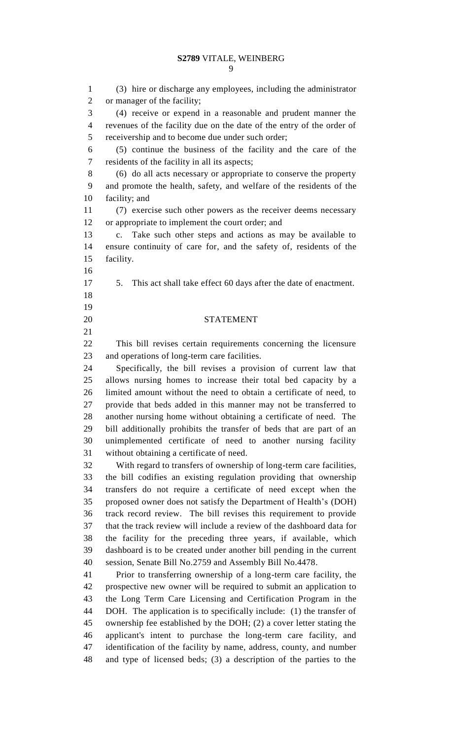(3) hire or discharge any employees, including the administrator or manager of the facility;

(4) receive or expend in a reasonable and prudent manner the revenues of the facility due on the date of the entry of the order of receivership and to become due under such order;

(5) continue the business of the facility and the care of the residents of the facility in all its aspects;

(6) do all acts necessary or appropriate to conserve the property and promote the health, safety, and welfare of the residents of the facility; and

(7) exercise such other powers as the receiver deems necessary or appropriate to implement the court order; and

c. Take such other steps and actions as may be available to ensure continuity of care for, and the safety of, residents of the facility.

5. This act shall take effect 60 days after the date of enactment.

## STATEMENT

This bill revises certain requirements concerning the licensure and operations of long-term care facilities.

Specifically, the bill revises a provision of current law that allows nursing homes to increase their total bed capacity by a limited amount without the need to obtain a certificate of need, to provide that beds added in this manner may not be transferred to another nursing home without obtaining a certificate of need. The bill additionally prohibits the transfer of beds that are part of an unimplemented certificate of need to another nursing facility without obtaining a certificate of need.

With regard to transfers of ownership of long-term care facilities, the bill codifies an existing regulation providing that ownership transfers do not require a certificate of need except when the proposed owner does not satisfy the Department of Health's (DOH) track record review. The bill revises this requirement to provide that the track review will include a review of the dashboard data for the facility for the preceding three years, if available, which dashboard is to be created under another bill pending in the current session, Senate Bill No.2759 and Assembly Bill No.4478.

Prior to transferring ownership of a long-term care facility, the prospective new owner will be required to submit an application to the Long Term Care Licensing and Certification Program in the DOH. The application is to specifically include: (1) the transfer of ownership fee established by the DOH; (2) a cover letter stating the applicant's intent to purchase the long-term care facility, and identification of the facility by name, address, county, and number and type of licensed beds; (3) a description of the parties to the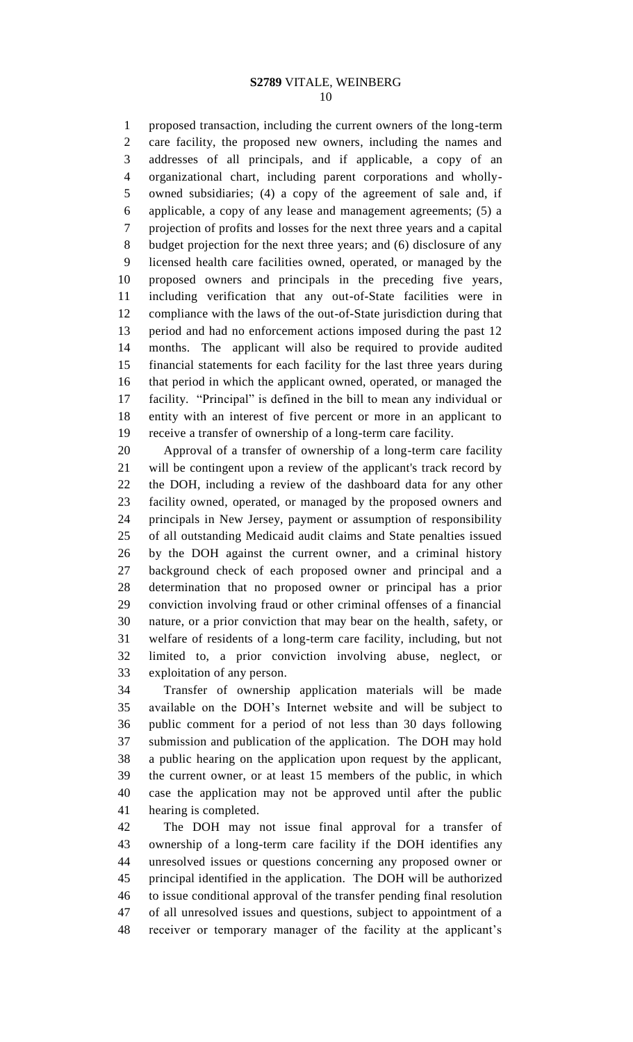proposed transaction, including the current owners of the long-term care facility, the proposed new owners, including the names and addresses of all principals, and if applicable, a copy of an organizational chart, including parent corporations and wholly-owned subsidiaries; (4) a copy of the agreement of sale and, if applicable, a copy of any lease and management agreements; (5) a projection of profits and losses for the next three years and a capital budget projection for the next three years; and (6) disclosure of any licensed health care facilities owned, operated, or managed by the proposed owners and principals in the preceding five years, including verification that any out-of-State facilities were in compliance with the laws of the out-of-State jurisdiction during that period and had no enforcement actions imposed during the past 12 months. The applicant will also be required to provide audited financial statements for each facility for the last three years during that period in which the applicant owned, operated, or managed the facility. "Principal" is defined in the bill to mean any individual or entity with an interest of five percent or more in an applicant to receive a transfer of ownership of a long-term care facility.

Approval of a transfer of ownership of a long-term care facility will be contingent upon a review of the applicant's track record by the DOH, including a review of the dashboard data for any other facility owned, operated, or managed by the proposed owners and principals in New Jersey, payment or assumption of responsibility of all outstanding Medicaid audit claims and State penalties issued by the DOH against the current owner, and a criminal history background check of each proposed owner and principal and a determination that no proposed owner or principal has a prior conviction involving fraud or other criminal offenses of a financial nature, or a prior conviction that may bear on the health, safety, or welfare of residents of a long-term care facility, including, but not limited to, a prior conviction involving abuse, neglect, or exploitation of any person.

Transfer of ownership application materials will be made available on the DOH's Internet website and will be subject to public comment for a period of not less than 30 days following submission and publication of the application. The DOH may hold a public hearing on the application upon request by the applicant, the current owner, or at least 15 members of the public, in which case the application may not be approved until after the public hearing is completed.

The DOH may not issue final approval for a transfer of ownership of a long-term care facility if the DOH identifies any unresolved issues or questions concerning any proposed owner or principal identified in the application. The DOH will be authorized to issue conditional approval of the transfer pending final resolution of all unresolved issues and questions, subject to appointment of a receiver or temporary manager of the facility at the applicant's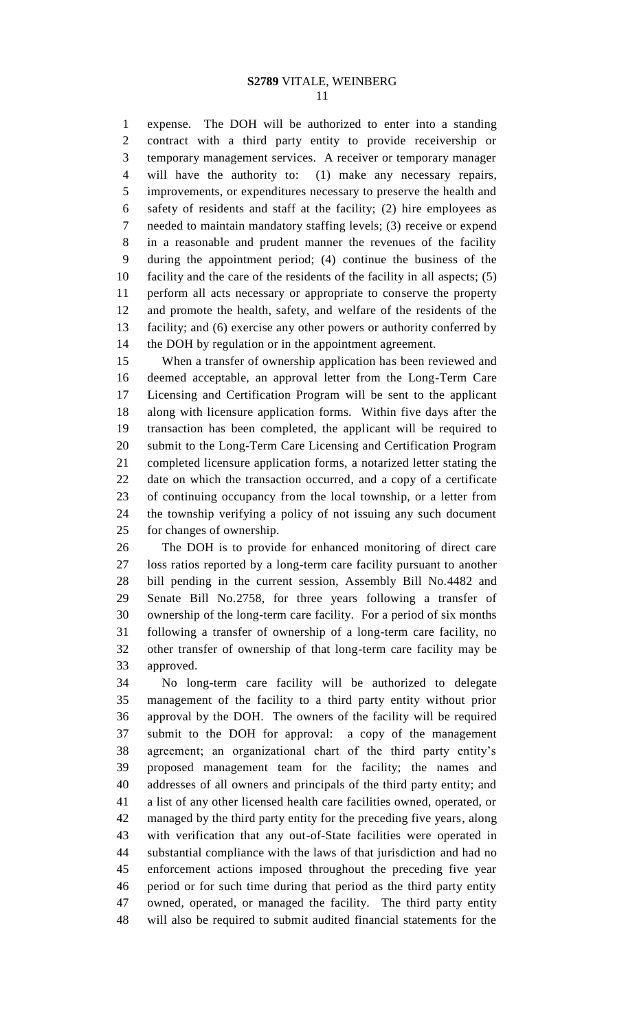expense. The DOH will be authorized to enter into a standing contract with a third party entity to provide receivership or temporary management services. A receiver or temporary manager will have the authority to: (1) make any necessary repairs, improvements, or expenditures necessary to preserve the health and safety of residents and staff at the facility; (2) hire employees as needed to maintain mandatory staffing levels; (3) receive or expend in a reasonable and prudent manner the revenues of the facility during the appointment period; (4) continue the business of the facility and the care of the residents of the facility in all aspects; (5) perform all acts necessary or appropriate to conserve the property and promote the health, safety, and welfare of the residents of the facility; and (6) exercise any other powers or authority conferred by the DOH by regulation or in the appointment agreement.

When a transfer of ownership application has been reviewed and deemed acceptable, an approval letter from the Long-Term Care Licensing and Certification Program will be sent to the applicant along with licensure application forms. Within five days after the transaction has been completed, the applicant will be required to submit to the Long-Term Care Licensing and Certification Program completed licensure application forms, a notarized letter stating the date on which the transaction occurred, and a copy of a certificate of continuing occupancy from the local township, or a letter from the township verifying a policy of not issuing any such document for changes of ownership.

The DOH is to provide for enhanced monitoring of direct care loss ratios reported by a long-term care facility pursuant to another bill pending in the current session, Assembly Bill No.4482 and Senate Bill No.2758, for three years following a transfer of ownership of the long-term care facility. For a period of six months following a transfer of ownership of a long-term care facility, no other transfer of ownership of that long-term care facility may be approved.

No long-term care facility will be authorized to delegate management of the facility to a third party entity without prior approval by the DOH. The owners of the facility will be required submit to the DOH for approval: a copy of the management agreement; an organizational chart of the third party entity's proposed management team for the facility; the names and addresses of all owners and principals of the third party entity; and a list of any other licensed health care facilities owned, operated, or managed by the third party entity for the preceding five years, along with verification that any out-of-State facilities were operated in substantial compliance with the laws of that jurisdiction and had no enforcement actions imposed throughout the preceding five year period or for such time during that period as the third party entity owned, operated, or managed the facility. The third party entity will also be required to submit audited financial statements for the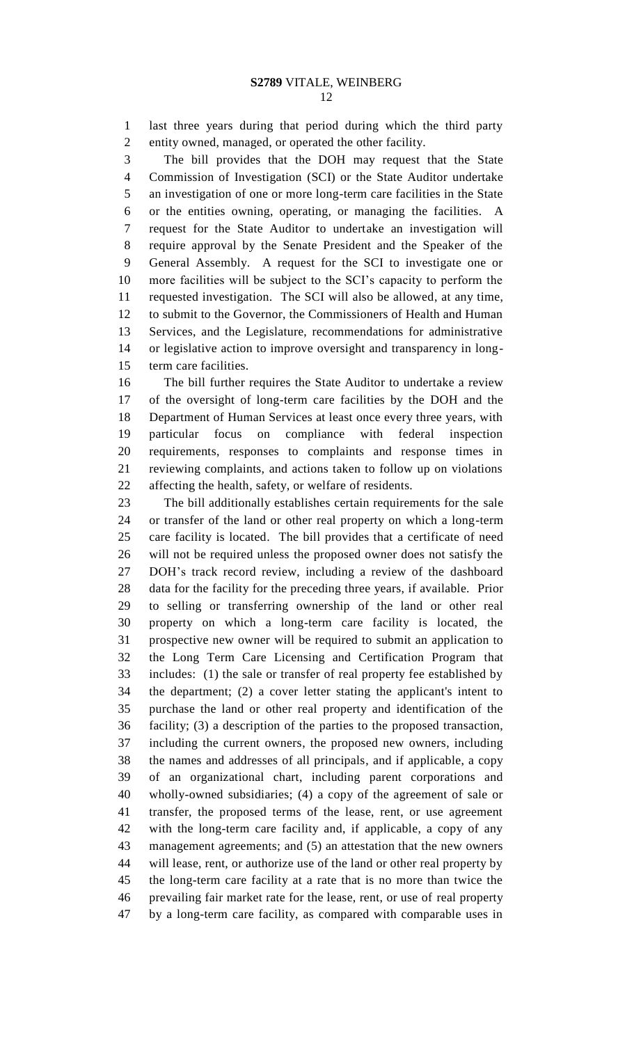last three years during that period during which the third party entity owned, managed, or operated the other facility.

The bill provides that the DOH may request that the State Commission of Investigation (SCI) or the State Auditor undertake an investigation of one or more long-term care facilities in the State or the entities owning, operating, or managing the facilities. A request for the State Auditor to undertake an investigation will require approval by the Senate President and the Speaker of the General Assembly. A request for the SCI to investigate one or more facilities will be subject to the SCI's capacity to perform the requested investigation. The SCI will also be allowed, at any time, to submit to the Governor, the Commissioners of Health and Human Services, and the Legislature, recommendations for administrative or legislative action to improve oversight and transparency in long-term care facilities.

The bill further requires the State Auditor to undertake a review of the oversight of long-term care facilities by the DOH and the Department of Human Services at least once every three years, with particular focus on compliance with federal inspection requirements, responses to complaints and response times in reviewing complaints, and actions taken to follow up on violations affecting the health, safety, or welfare of residents.

The bill additionally establishes certain requirements for the sale or transfer of the land or other real property on which a long-term care facility is located. The bill provides that a certificate of need will not be required unless the proposed owner does not satisfy the DOH's track record review, including a review of the dashboard data for the facility for the preceding three years, if available. Prior to selling or transferring ownership of the land or other real property on which a long-term care facility is located, the prospective new owner will be required to submit an application to the Long Term Care Licensing and Certification Program that includes: (1) the sale or transfer of real property fee established by the department; (2) a cover letter stating the applicant's intent to purchase the land or other real property and identification of the facility; (3) a description of the parties to the proposed transaction, including the current owners, the proposed new owners, including the names and addresses of all principals, and if applicable, a copy of an organizational chart, including parent corporations and wholly-owned subsidiaries; (4) a copy of the agreement of sale or transfer, the proposed terms of the lease, rent, or use agreement with the long-term care facility and, if applicable, a copy of any management agreements; and (5) an attestation that the new owners will lease, rent, or authorize use of the land or other real property by the long-term care facility at a rate that is no more than twice the prevailing fair market rate for the lease, rent, or use of real property by a long-term care facility, as compared with comparable uses in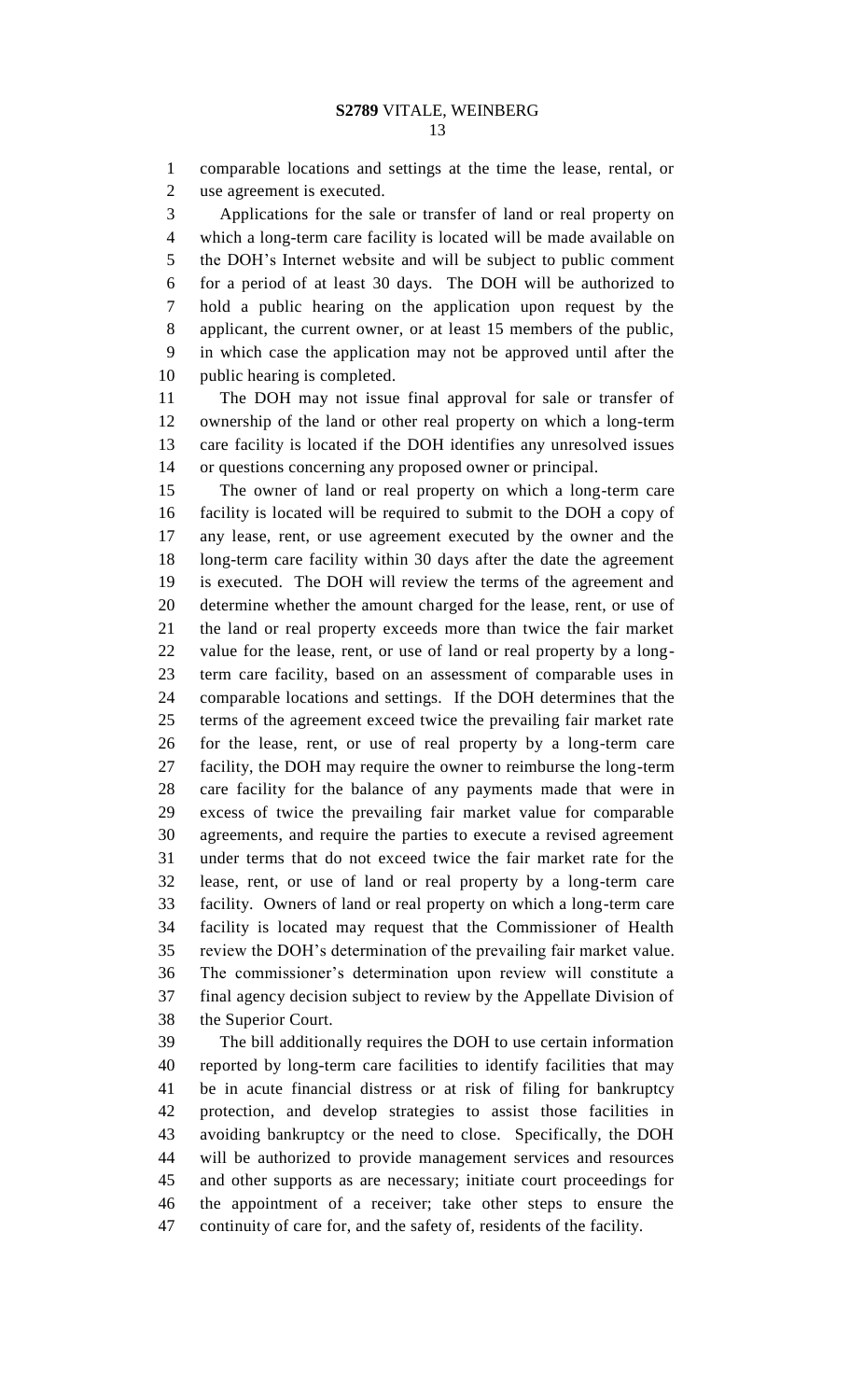comparable locations and settings at the time the lease, rental, or use agreement is executed.

Applications for the sale or transfer of land or real property on which a long-term care facility is located will be made available on the DOH's Internet website and will be subject to public comment for a period of at least 30 days. The DOH will be authorized to hold a public hearing on the application upon request by the applicant, the current owner, or at least 15 members of the public, in which case the application may not be approved until after the public hearing is completed.

The DOH may not issue final approval for sale or transfer of ownership of the land or other real property on which a long-term care facility is located if the DOH identifies any unresolved issues or questions concerning any proposed owner or principal.

The owner of land or real property on which a long-term care facility is located will be required to submit to the DOH a copy of any lease, rent, or use agreement executed by the owner and the long-term care facility within 30 days after the date the agreement is executed. The DOH will review the terms of the agreement and determine whether the amount charged for the lease, rent, or use of the land or real property exceeds more than twice the fair market value for the lease, rent, or use of land or real property by a long-term care facility, based on an assessment of comparable uses in comparable locations and settings. If the DOH determines that the terms of the agreement exceed twice the prevailing fair market rate for the lease, rent, or use of real property by a long-term care facility, the DOH may require the owner to reimburse the long-term care facility for the balance of any payments made that were in excess of twice the prevailing fair market value for comparable agreements, and require the parties to execute a revised agreement under terms that do not exceed twice the fair market rate for the lease, rent, or use of land or real property by a long-term care facility. Owners of land or real property on which a long-term care facility is located may request that the Commissioner of Health review the DOH's determination of the prevailing fair market value. The commissioner's determination upon review will constitute a final agency decision subject to review by the Appellate Division of the Superior Court.

The bill additionally requires the DOH to use certain information reported by long-term care facilities to identify facilities that may be in acute financial distress or at risk of filing for bankruptcy protection, and develop strategies to assist those facilities in avoiding bankruptcy or the need to close. Specifically, the DOH will be authorized to provide management services and resources and other supports as are necessary; initiate court proceedings for the appointment of a receiver; take other steps to ensure the continuity of care for, and the safety of, residents of the facility.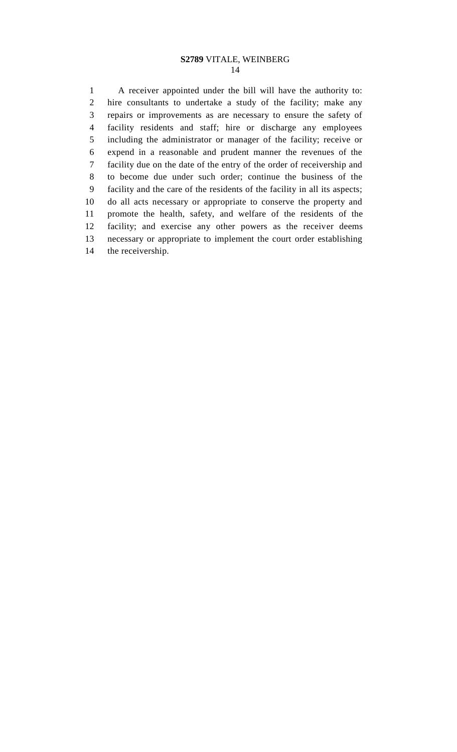A receiver appointed under the bill will have the authority to: hire consultants to undertake a study of the facility; make any repairs or improvements as are necessary to ensure the safety of facility residents and staff; hire or discharge any employees including the administrator or manager of the facility; receive or expend in a reasonable and prudent manner the revenues of the facility due on the date of the entry of the order of receivership and to become due under such order; continue the business of the facility and the care of the residents of the facility in all its aspects; do all acts necessary or appropriate to conserve the property and promote the health, safety, and welfare of the residents of the facility; and exercise any other powers as the receiver deems necessary or appropriate to implement the court order establishing the receivership.